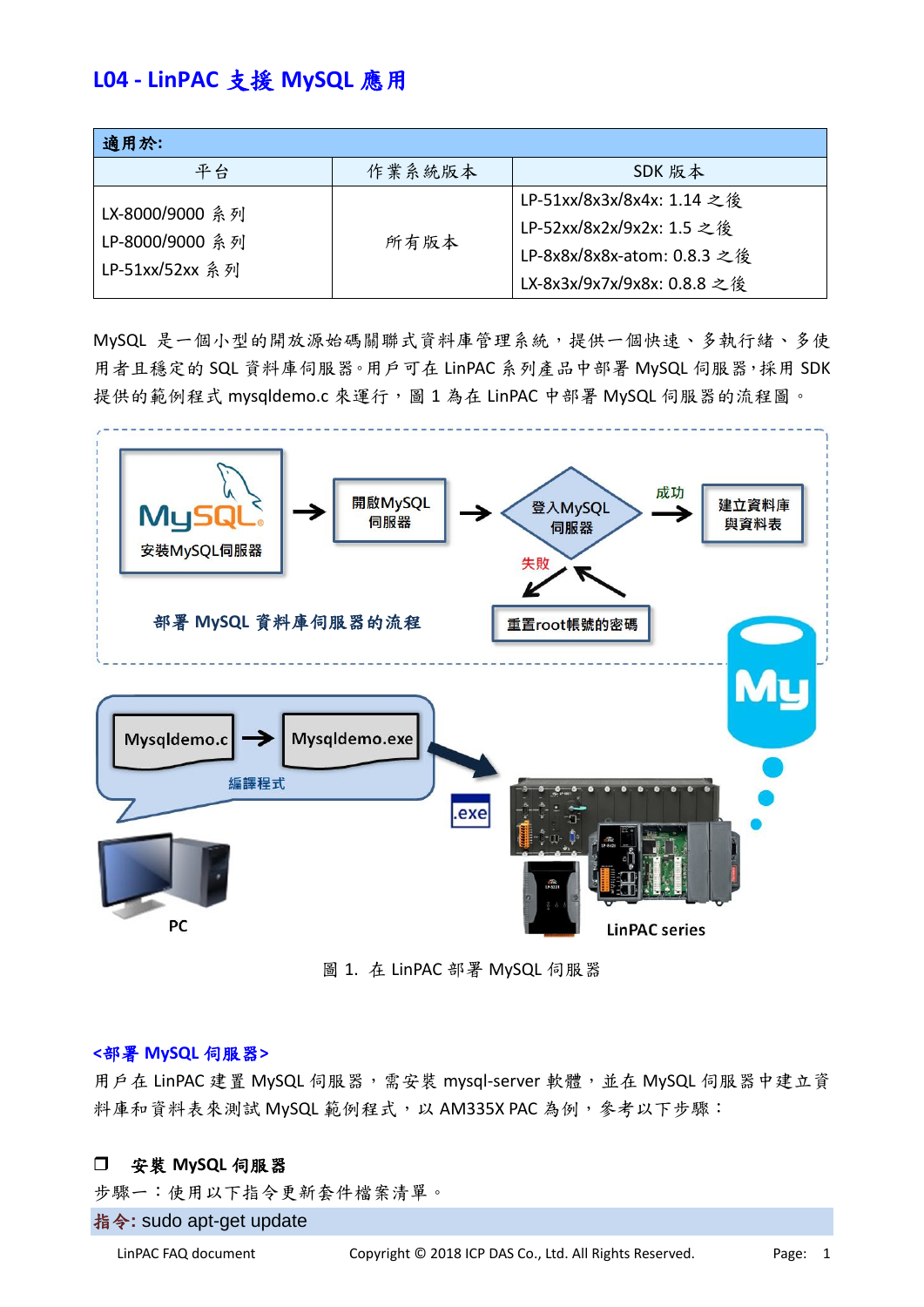# L04 - LinPAC 支援 MySQL 應用

| 適用於: | | |
|---|---|---|
| 平台 | 作業系統版本 | SDK 版本 |
| LX-8000/9000 系列<br>LP-8000/9000 系列<br>LP-51xx/52xx 系列 | 所有版本 | LP-51xx/8x3x/8x4x: 1.14 之後<br>LP-52xx/8x2x/9x2x: 1.5 之後<br>LP-8x8x/8x8x-atom: 0.8.3 之後<br>LX-8x3x/9x7x/9x8x: 0.8.8 之後 |

MySQL 是一個小型的開放源始碼關聯式資料庫管理系統，提供一個快速、多執行緒、多使用者且穩定的 SQL 資料庫伺服器。用戶可在 LinPAC 系列產品中部署 MySQL 伺服器，採用 SDK 提供的範例程式 mysqldemo.c 來運行，圖 1 為在 LinPAC 中部署 MySQL 伺服器的流程圖。

圖 1. 在 LinPAC 部署 MySQL 伺服器

**<部署 MySQL 伺服器>**

用戶在 LinPAC 建置 MySQL 伺服器，需安裝 mysql-server 軟體，並在 MySQL 伺服器中建立資料庫和資料表來測試 MySQL 範例程式，以 AM335X PAC 為例，參考以下步驟：

### ❒ 安裝 MySQL 伺服器

步驟一：使用以下指令更新套件檔案清單。

**指令:** sudo apt-get update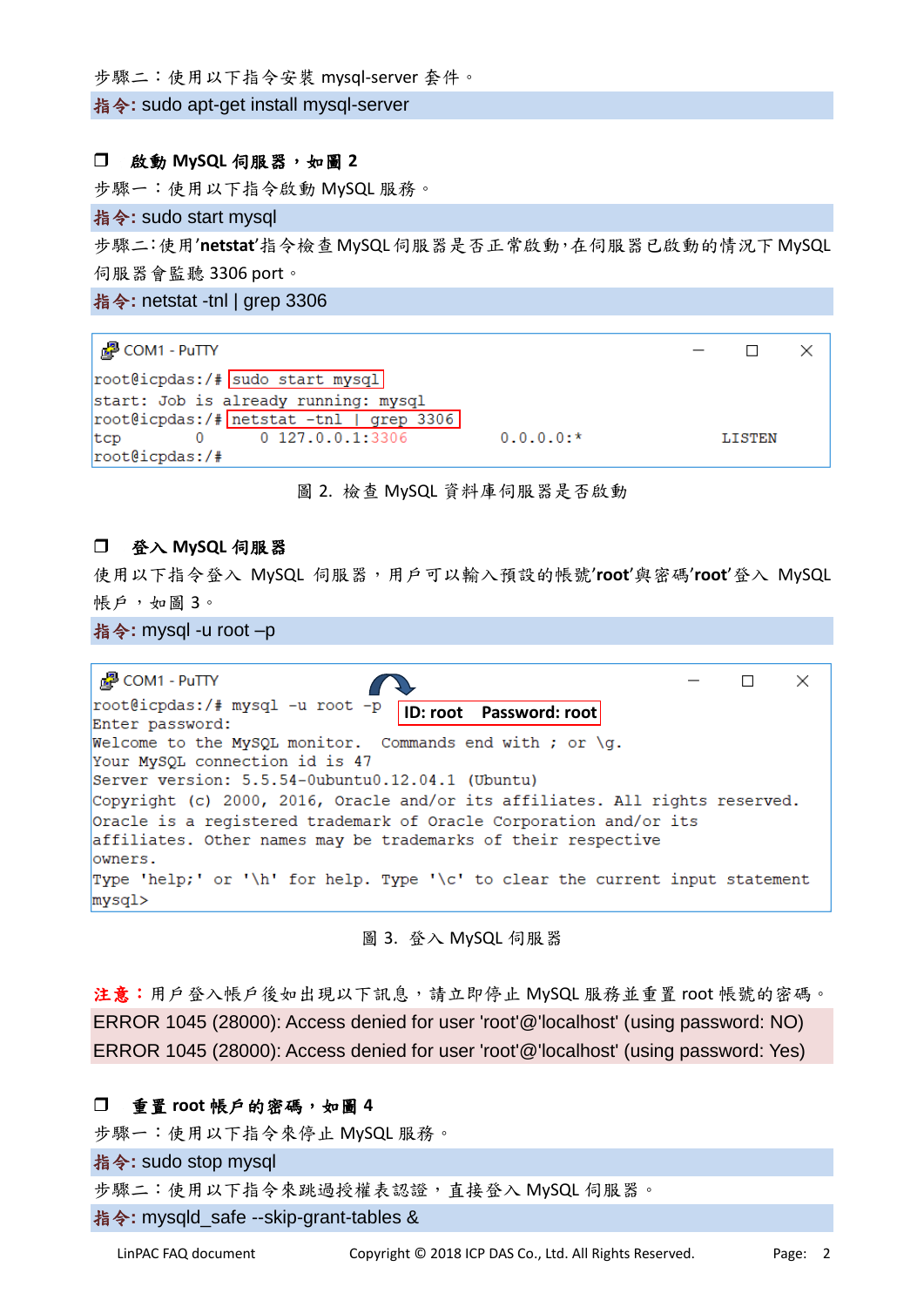步驟二：使用以下指令安裝 mysql-server 套件。

**指令:** sudo apt-get install mysql-server

### ❒ 啟動 MySQL 伺服器，如圖 2

步驟一：使用以下指令啟動 MySQL 服務。

**指令:** sudo start mysql

步驟二：使用'**netstat**'指令檢查 MySQL 伺服器是否正常啟動，在伺服器已啟動的情況下 MySQL 伺服器會監聽 3306 port。

**指令:** netstat -tnl | grep 3306

```
COM1 - PuTTY
root@icpdas:/# sudo start mysql
start: Job is already running: mysql
root@icpdas:/# netstat -tnl | grep 3306
tcp        0      0 127.0.0.1:3306          0.0.0.0:*               LISTEN
root@icpdas:/#
```

圖 2. 檢查 MySQL 資料庫伺服器是否啟動

### ❒ 登入 MySQL 伺服器

使用以下指令登入 MySQL 伺服器，用戶可以輸入預設的帳號'**root**'與密碼'**root**'登入 MySQL 帳戶，如圖 3。

**指令:** mysql -u root –p

```
COM1 - PuTTY
root@icpdas:/# mysql -u root -p          ID: root    Password: root
Enter password:
Welcome to the MySQL monitor.  Commands end with ; or \g.
Your MySQL connection id is 47
Server version: 5.5.54-0ubuntu0.12.04.1 (Ubuntu)
Copyright (c) 2000, 2016, Oracle and/or its affiliates. All rights reserved.
Oracle is a registered trademark of Oracle Corporation and/or its
affiliates. Other names may be trademarks of their respective
owners.
Type 'help;' or '\h' for help. Type '\c' to clear the current input statement
mysql>
```

圖 3. 登入 MySQL 伺服器

**注意：**用戶登入帳戶後如出現以下訊息，請立即停止 MySQL 服務並重置 root 帳號的密碼。

ERROR 1045 (28000): Access denied for user 'root'@'localhost' (using password: NO)
ERROR 1045 (28000): Access denied for user 'root'@'localhost' (using password: Yes)

### ❒ 重置 root 帳戶的密碼，如圖 4

步驟一：使用以下指令來停止 MySQL 服務。

**指令:** sudo stop mysql

步驟二：使用以下指令來跳過授權表認證，直接登入 MySQL 伺服器。

**指令:** mysqld_safe --skip-grant-tables &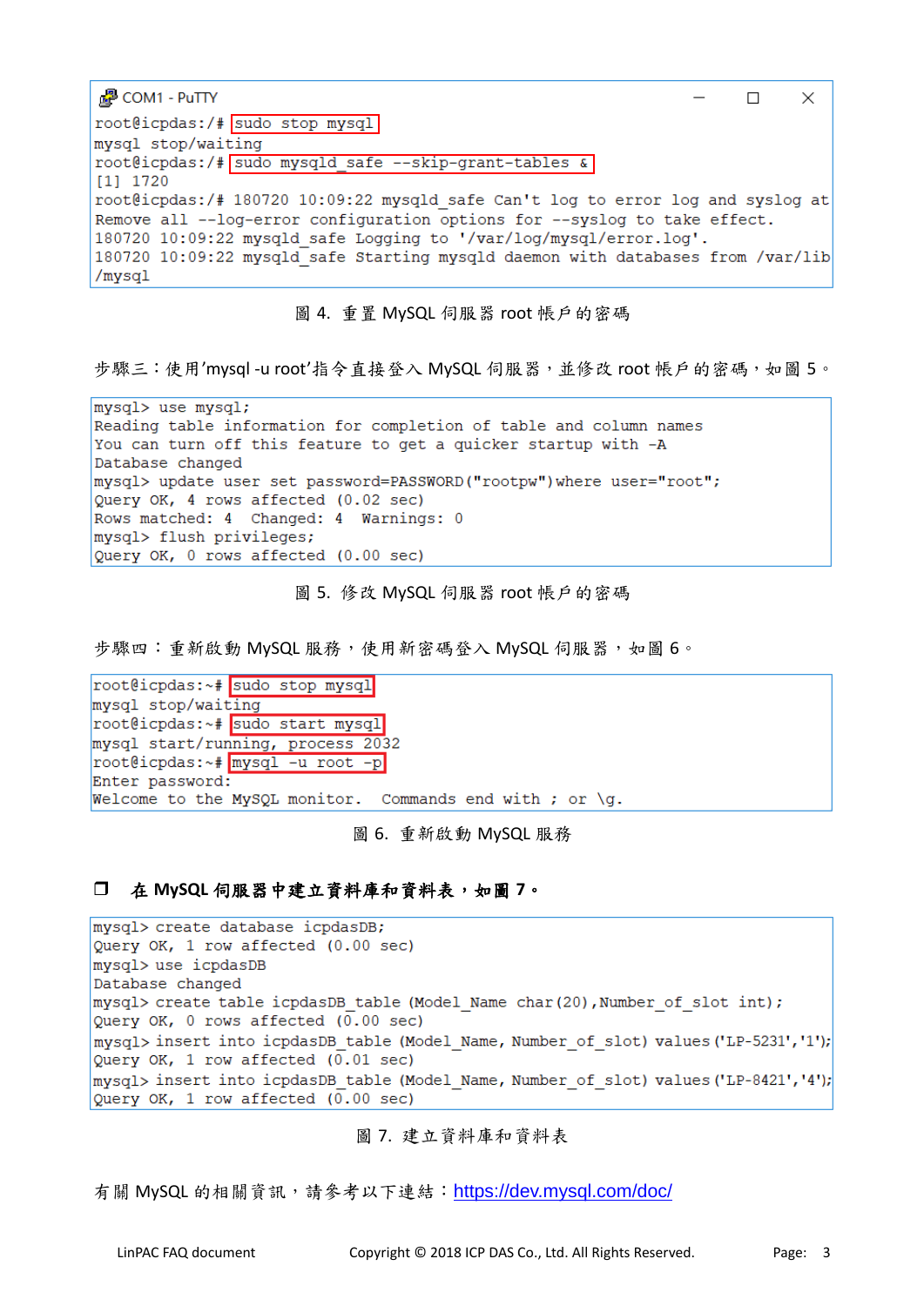```
COM1 - PuTTY
root@icpdas:/# sudo stop mysql
mysql stop/waiting
root@icpdas:/# sudo mysqld_safe --skip-grant-tables &
[1] 1720
root@icpdas:/# 180720 10:09:22 mysqld_safe Can't log to error log and syslog at
Remove all --log-error configuration options for --syslog to take effect.
180720 10:09:22 mysqld_safe Logging to '/var/log/mysql/error.log'.
180720 10:09:22 mysqld_safe Starting mysqld daemon with databases from /var/lib
/mysql
```

圖 4. 重置 MySQL 伺服器 root 帳戶的密碼

步驟三：使用'mysql -u root'指令直接登入 MySQL 伺服器，並修改 root 帳戶的密碼，如圖 5。

```
mysql> use mysql;
Reading table information for completion of table and column names
You can turn off this feature to get a quicker startup with -A
Database changed
mysql> update user set password=PASSWORD("rootpw")where user="root";
Query OK, 4 rows affected (0.02 sec)
Rows matched: 4  Changed: 4  Warnings: 0
mysql> flush privileges;
Query OK, 0 rows affected (0.00 sec)
```

圖 5. 修改 MySQL 伺服器 root 帳戶的密碼

步驟四：重新啟動 MySQL 服務，使用新密碼登入 MySQL 伺服器，如圖 6。

```
root@icpdas:~# sudo stop mysql
mysql stop/waiting
root@icpdas:~# sudo start mysql
mysql start/running, process 2032
root@icpdas:~# mysql -u root -p
Enter password:
Welcome to the MySQL monitor.  Commands end with ; or \g.
```

圖 6. 重新啟動 MySQL 服務

### ❒ 在 MySQL 伺服器中建立資料庫和資料表，如圖 7。

```
mysql> create database icpdasDB;
Query OK, 1 row affected (0.00 sec)
mysql> use icpdasDB
Database changed
mysql> create table icpdasDB_table (Model_Name char(20),Number_of_slot int);
Query OK, 0 rows affected (0.00 sec)
mysql> insert into icpdasDB_table (Model_Name, Number_of_slot) values('LP-5231','1');
Query OK, 1 row affected (0.01 sec)
mysql> insert into icpdasDB_table (Model_Name, Number_of_slot) values('LP-8421','4');
Query OK, 1 row affected (0.00 sec)
```

圖 7. 建立資料庫和資料表

有關 MySQL 的相關資訊，請參考以下連結：https://dev.mysql.com/doc/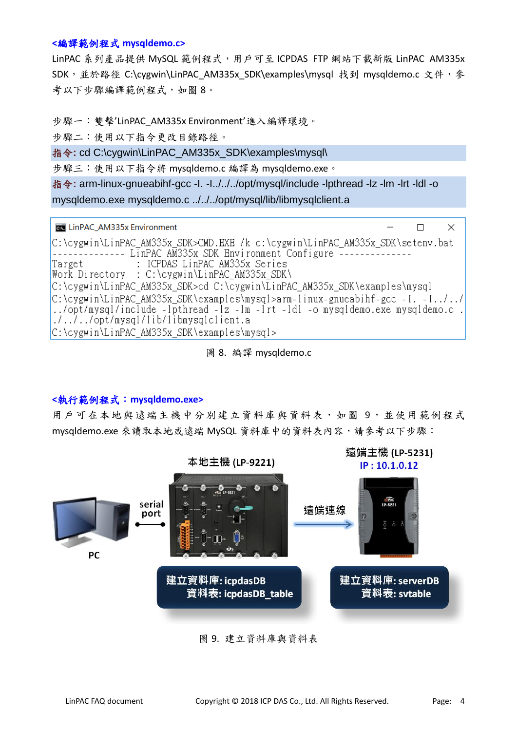**<編譯範例程式 mysqldemo.c>**

LinPAC 系列產品提供 MySQL 範例程式，用戶可至 ICPDAS FTP 網站下載新版 LinPAC AM335x SDK，並於路徑 C:\cygwin\LinPAC_AM335x_SDK\examples\mysql 找到 mysqldemo.c 文件，參考以下步驟編譯範例程式，如圖 8。

步驟一：雙擊'LinPAC_AM335x Environment'進入編譯環境。

步驟二：使用以下指令更改目錄路徑。

**指令:** cd C:\cygwin\LinPAC_AM335x_SDK\examples\mysql\

步驟三：使用以下指令將 mysqldemo.c 編譯為 mysqldemo.exe。

**指令:** arm-linux-gnueabihf-gcc -I. -I../../../opt/mysql/include -lpthread -lz -lm -lrt -ldl -o mysqldemo.exe mysqldemo.c ../../../opt/mysql/lib/libmysqlclient.a

```
LinPAC_AM335x Environment
C:\cygwin\LinPAC_AM335x_SDK>CMD.EXE /k c:\cygwin\LinPAC_AM335x_SDK\setenv.bat
-------------- LinPAC AM335x SDK Environment Configure --------------
Target          : ICPDAS LinPAC AM335x Series
Work Directory  : C:\cygwin\LinPAC_AM335x_SDK\
C:\cygwin\LinPAC_AM335x_SDK>cd C:\cygwin\LinPAC_AM335x_SDK\examples\mysql
C:\cygwin\LinPAC_AM335x_SDK\examples\mysql>arm-linux-gnueabihf-gcc -I. -I../../../opt/mysql/include -lpthread -lz -lm -lrt -ldl -o mysqldemo.exe mysqldemo.c ../../../opt/mysql/lib/libmysqlclient.a
C:\cygwin\LinPAC_AM335x_SDK\examples\mysql>
```

圖 8. 編譯 mysqldemo.c

**<執行範例程式：mysqldemo.exe>**

用戶可在本地與遠端主機中分別建立資料庫與資料表，如圖 9，並使用範例程式 mysqldemo.exe 來讀取本地或遠端 MySQL 資料庫中的資料表內容，請參考以下步驟：

圖 9. 建立資料庫與資料表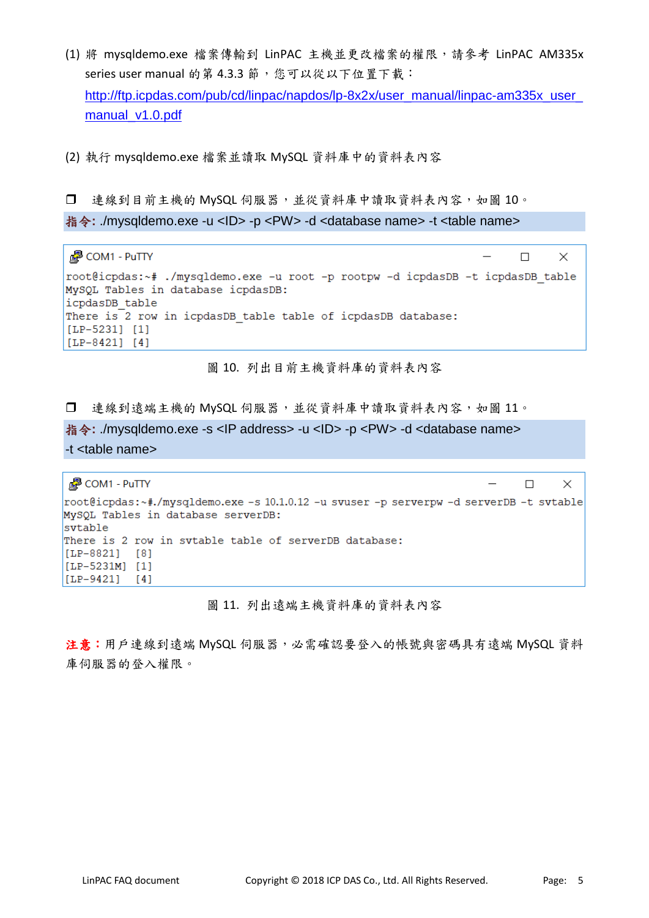(1) 將 mysqldemo.exe 檔案傳輸到 LinPAC 主機並更改檔案的權限，請參考 LinPAC AM335x series user manual 的第 4.3.3 節，您可以從以下位置下載：
[http://ftp.icpdas.com/pub/cd/linpac/napdos/lp-8x2x/user_manual/linpac-am335x_user_manual_v1.0.pdf](http://ftp.icpdas.com/pub/cd/linpac/napdos/lp-8x2x/user_manual/linpac-am335x_user_manual_v1.0.pdf)

(2) 執行 mysqldemo.exe 檔案並讀取 MySQL 資料庫中的資料表內容

❒ 連線到目前主機的 MySQL 伺服器，並從資料庫中讀取資料表內容，如圖 10。

**指令:** ./mysqldemo.exe -u <ID> -p <PW> -d <database name> -t <table name>

```
COM1 - PuTTY
root@icpdas:~# ./mysqldemo.exe -u root -p rootpw -d icpdasDB -t icpdasDB_table
MySQL Tables in database icpdasDB:
icpdasDB_table
There is 2 row in icpdasDB_table table of icpdasDB database:
[LP-5231] [1]
[LP-8421] [4]
```

圖 10. 列出目前主機資料庫的資料表內容

❒ 連線到遠端主機的 MySQL 伺服器，並從資料庫中讀取資料表內容，如圖 11。

**指令:** ./mysqldemo.exe -s <IP address> -u <ID> -p <PW> -d <database name> -t <table name>

```
COM1 - PuTTY
root@icpdas:~#./mysqldemo.exe -s 10.1.0.12 -u svuser -p serverpw -d serverDB -t svtable
MySQL Tables in database serverDB:
svtable
There is 2 row in svtable table of serverDB database:
[LP-8821]  [8]
[LP-5231M] [1]
[LP-9421]  [4]
```

圖 11. 列出遠端主機資料庫的資料表內容

**注意：**用戶連線到遠端 MySQL 伺服器，必需確認要登入的帳號與密碼具有遠端 MySQL 資料庫伺服器的登入權限。